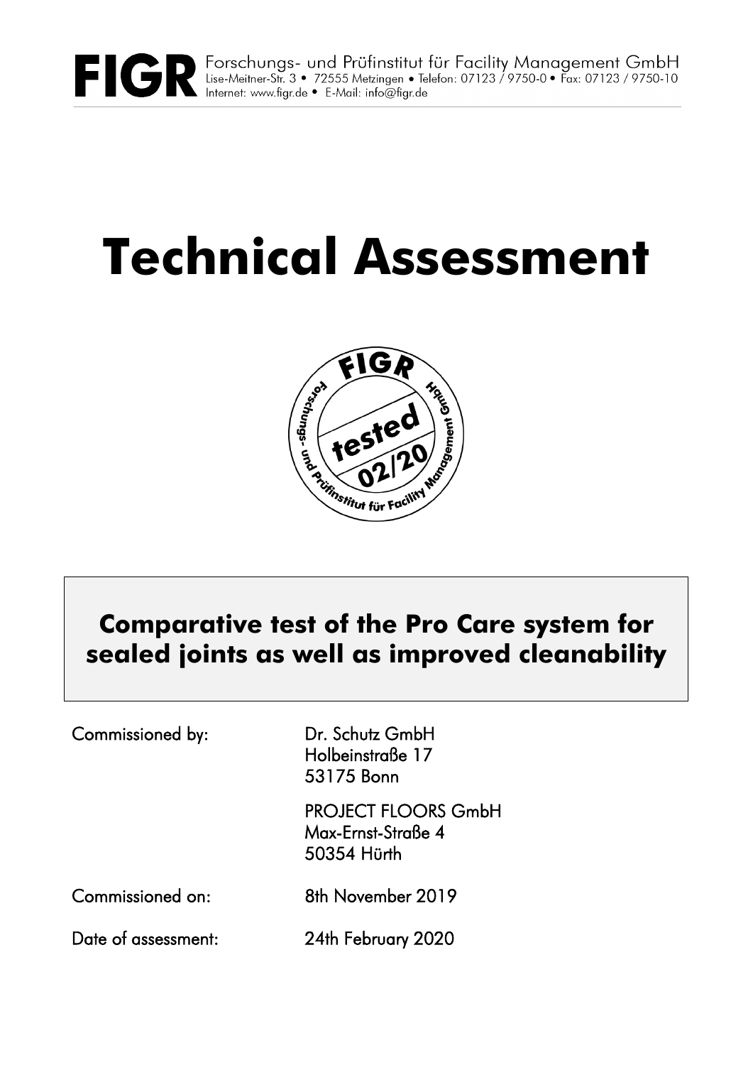FIGR Forschungs- und Prüfinstitut für Facility Management GmbH
Lise-Meitner-Str. 3 • 72555 Metzingen • Telefon: 07123 / 9750-0 • Fax: 07123 / 9750-10
Internet: www.figr.de • E-Mail: info@figr.de

# Technical Assessment

FIGR tested 02/20 – Forschungs- und Prüfinstitut für Facility Management GmbH

## Comparative test of the Pro Care system for sealed joints as well as improved cleanability

| | |
|---|---|
| Commissioned by: | Dr. Schutz GmbH<br>Holbeinstraße 17<br>53175 Bonn |
| | PROJECT FLOORS GmbH<br>Max-Ernst-Straße 4<br>50354 Hürth |
| Commissioned on: | 8th November 2019 |
| Date of assessment: | 24th February 2020 |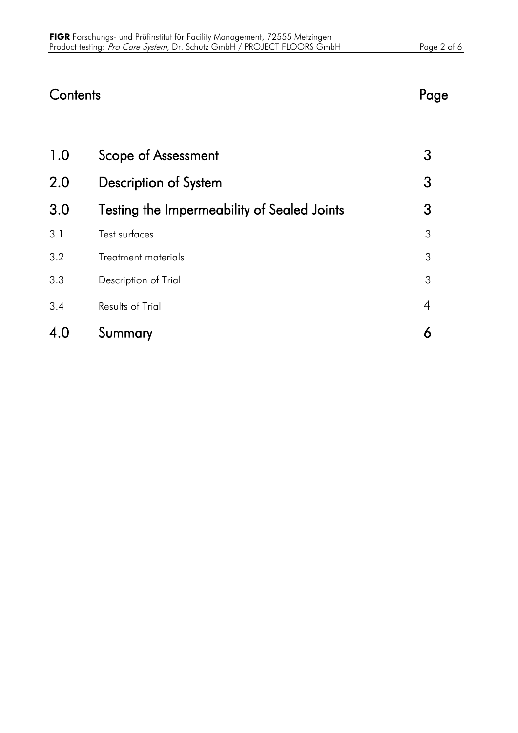# Contents

| | | Page |
|---|---|---|
| 1.0 | Scope of Assessment | 3 |
| 2.0 | Description of System | 3 |
| 3.0 | Testing the Impermeability of Sealed Joints | 3 |
| 3.1 | Test surfaces | 3 |
| 3.2 | Treatment materials | 3 |
| 3.3 | Description of Trial | 3 |
| 3.4 | Results of Trial | 4 |
| 4.0 | Summary | 6 |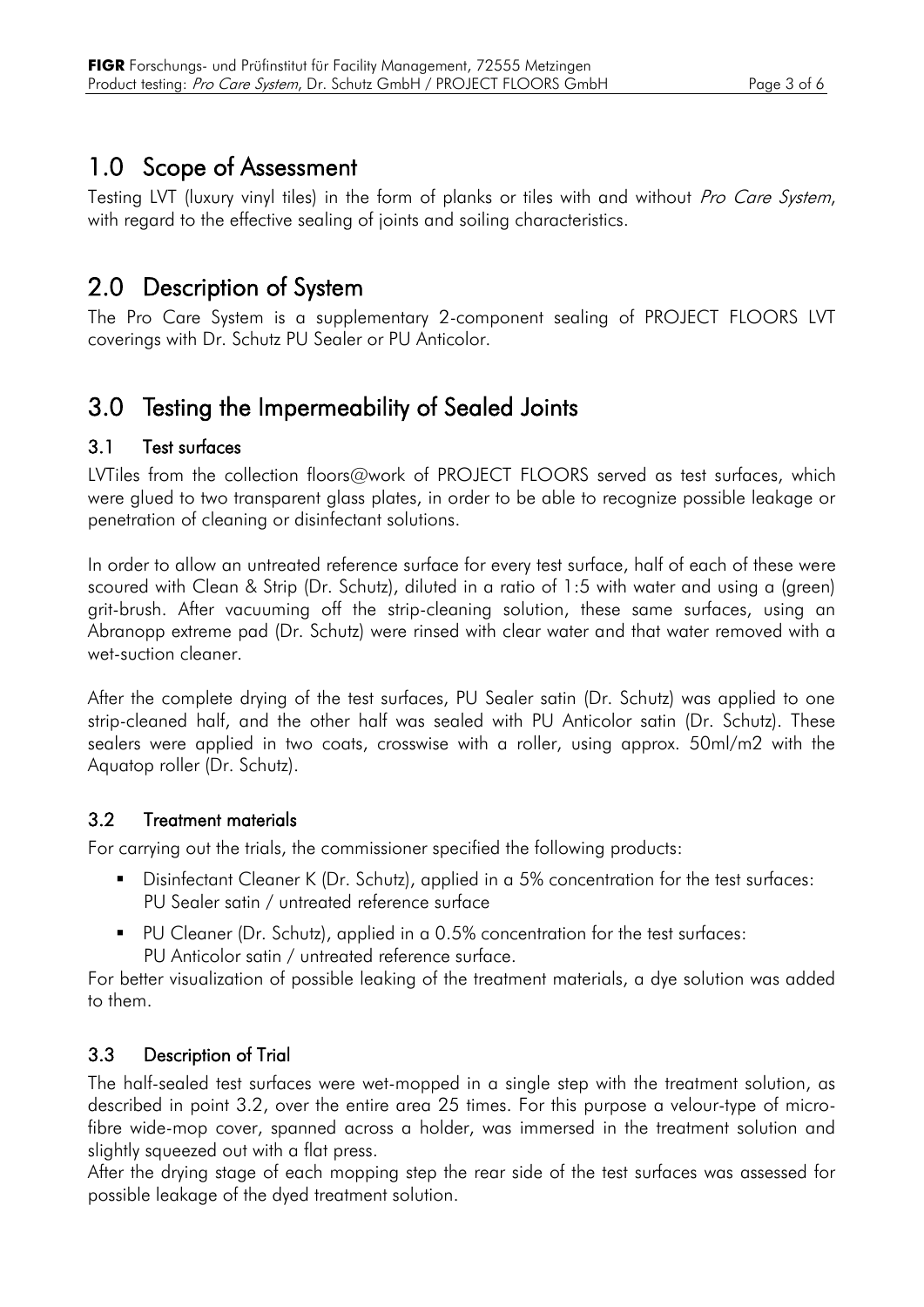## 1.0 Scope of Assessment

Testing LVT (luxury vinyl tiles) in the form of planks or tiles with and without *Pro Care System*, with regard to the effective sealing of joints and soiling characteristics.

## 2.0 Description of System

The Pro Care System is a supplementary 2-component sealing of PROJECT FLOORS LVT coverings with Dr. Schutz PU Sealer or PU Anticolor.

## 3.0 Testing the Impermeability of Sealed Joints

### 3.1 Test surfaces

LVTiles from the collection floors@work of PROJECT FLOORS served as test surfaces, which were glued to two transparent glass plates, in order to be able to recognize possible leakage or penetration of cleaning or disinfectant solutions.

In order to allow an untreated reference surface for every test surface, half of each of these were scoured with Clean & Strip (Dr. Schutz), diluted in a ratio of 1:5 with water and using a (green) grit-brush. After vacuuming off the strip-cleaning solution, these same surfaces, using an Abranopp extreme pad (Dr. Schutz) were rinsed with clear water and that water removed with a wet-suction cleaner.

After the complete drying of the test surfaces, PU Sealer satin (Dr. Schutz) was applied to one strip-cleaned half, and the other half was sealed with PU Anticolor satin (Dr. Schutz). These sealers were applied in two coats, crosswise with a roller, using approx. 50ml/m2 with the Aquatop roller (Dr. Schutz).

### 3.2 Treatment materials

For carrying out the trials, the commissioner specified the following products:

- Disinfectant Cleaner K (Dr. Schutz), applied in a 5% concentration for the test surfaces: PU Sealer satin / untreated reference surface
- PU Cleaner (Dr. Schutz), applied in a 0.5% concentration for the test surfaces: PU Anticolor satin / untreated reference surface.

For better visualization of possible leaking of the treatment materials, a dye solution was added to them.

### 3.3 Description of Trial

The half-sealed test surfaces were wet-mopped in a single step with the treatment solution, as described in point 3.2, over the entire area 25 times. For this purpose a velour-type of micro-fibre wide-mop cover, spanned across a holder, was immersed in the treatment solution and slightly squeezed out with a flat press.

After the drying stage of each mopping step the rear side of the test surfaces was assessed for possible leakage of the dyed treatment solution.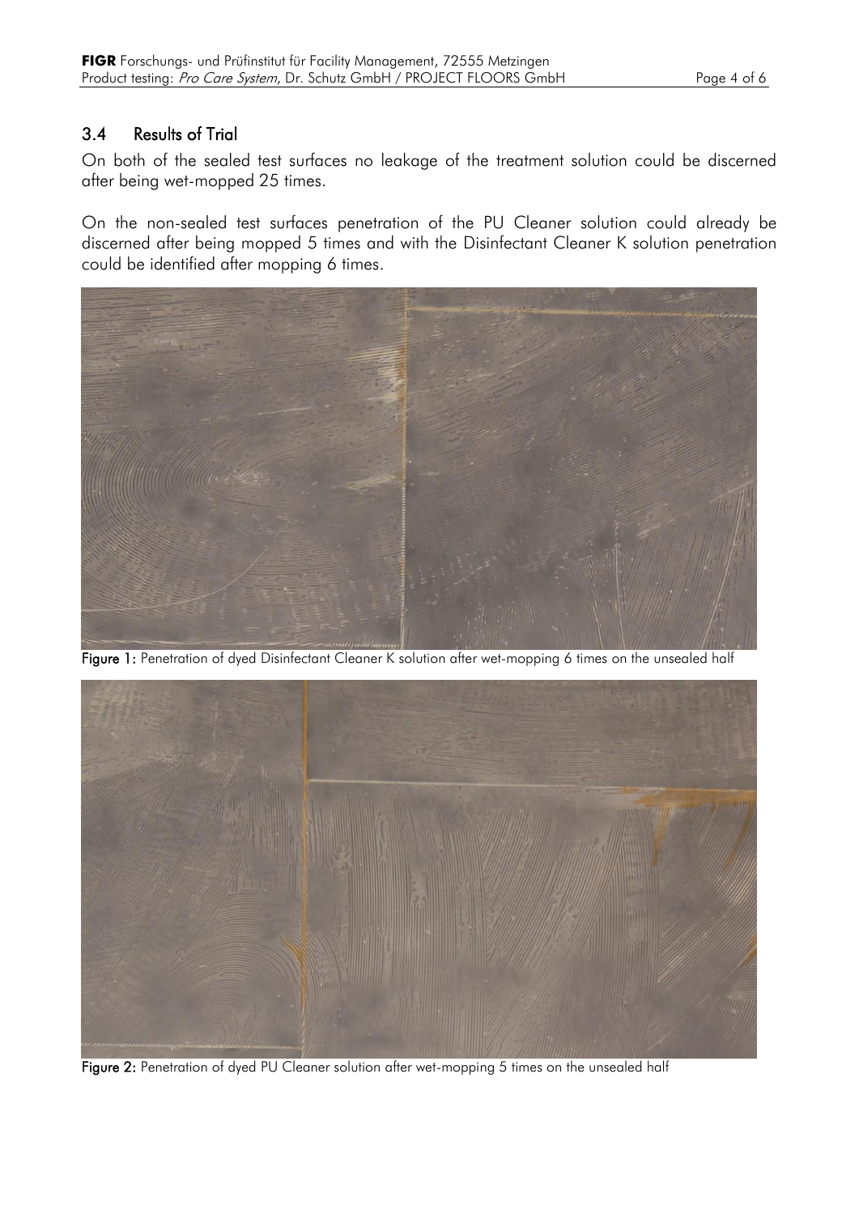### 3.4 Results of Trial

On both of the sealed test surfaces no leakage of the treatment solution could be discerned after being wet-mopped 25 times.

On the non-sealed test surfaces penetration of the PU Cleaner solution could already be discerned after being mopped 5 times and with the Disinfectant Cleaner K solution penetration could be identified after mopping 6 times.

**Figure 1:** Penetration of dyed Disinfectant Cleaner K solution after wet-mopping 6 times on the unsealed half

**Figure 2:** Penetration of dyed PU Cleaner solution after wet-mopping 5 times on the unsealed half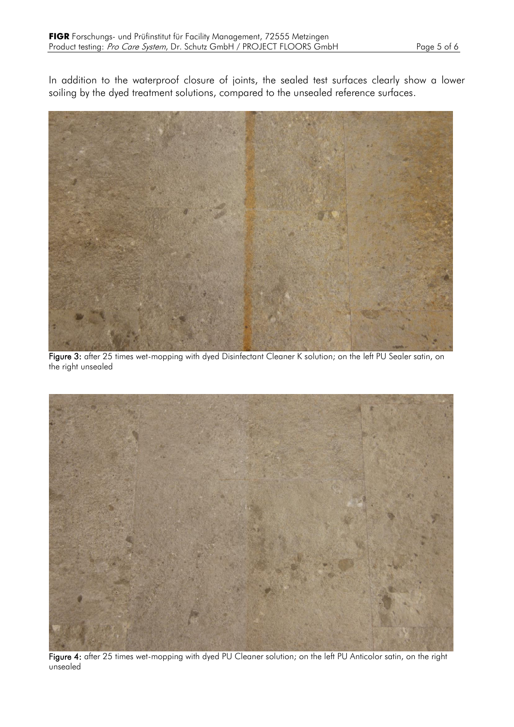In addition to the waterproof closure of joints, the sealed test surfaces clearly show a lower soiling by the dyed treatment solutions, compared to the unsealed reference surfaces.

**Figure 3:** after 25 times wet-mopping with dyed Disinfectant Cleaner K solution; on the left PU Sealer satin, on the right unsealed

**Figure 4:** after 25 times wet-mopping with dyed PU Cleaner solution; on the left PU Anticolor satin, on the right unsealed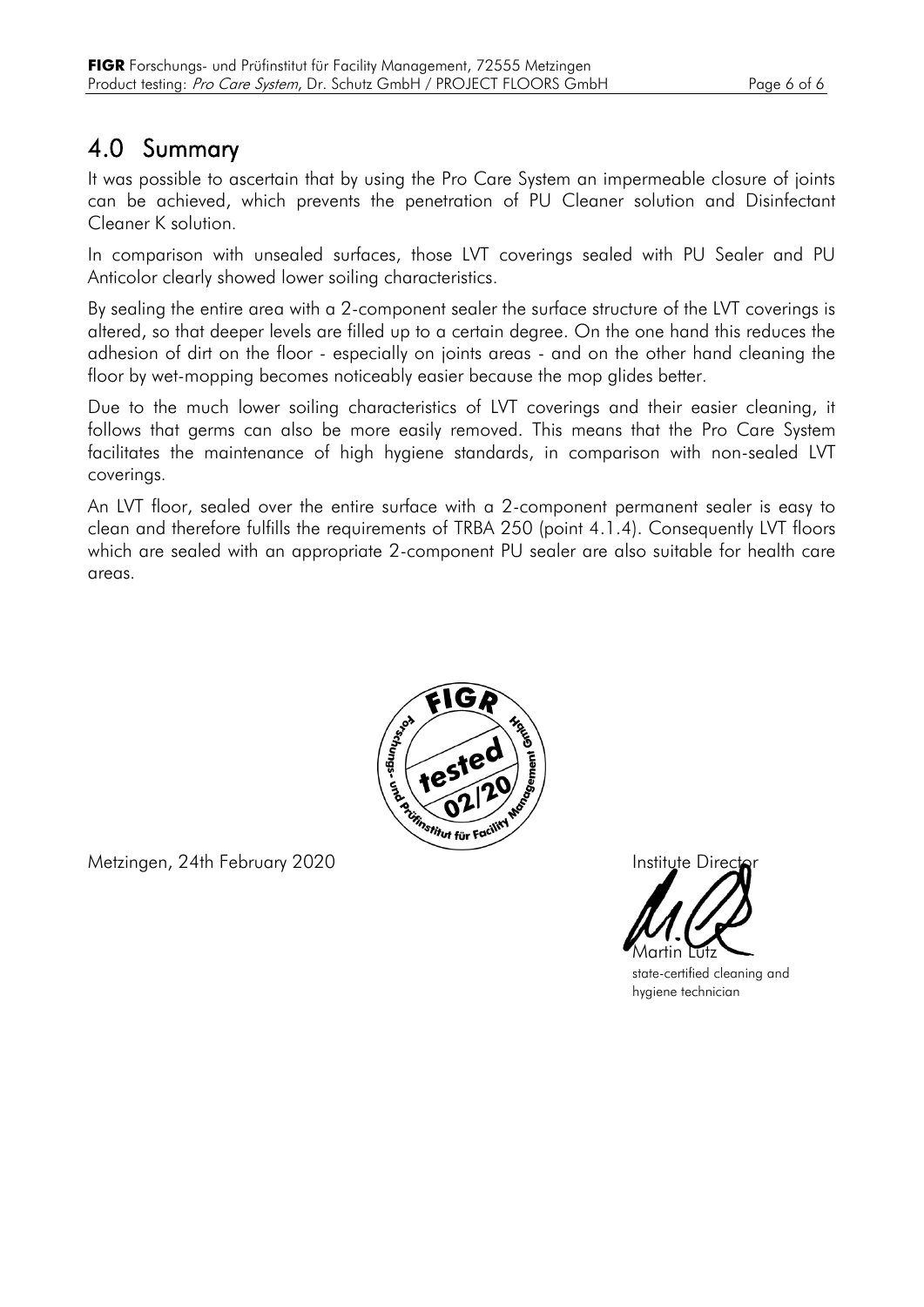## 4.0 Summary

It was possible to ascertain that by using the Pro Care System an impermeable closure of joints can be achieved, which prevents the penetration of PU Cleaner solution and Disinfectant Cleaner K solution.

In comparison with unsealed surfaces, those LVT coverings sealed with PU Sealer and PU Anticolor clearly showed lower soiling characteristics.

By sealing the entire area with a 2-component sealer the surface structure of the LVT coverings is altered, so that deeper levels are filled up to a certain degree. On the one hand this reduces the adhesion of dirt on the floor - especially on joints areas - and on the other hand cleaning the floor by wet-mopping becomes noticeably easier because the mop glides better.

Due to the much lower soiling characteristics of LVT coverings and their easier cleaning, it follows that germs can also be more easily removed. This means that the Pro Care System facilitates the maintenance of high hygiene standards, in comparison with non-sealed LVT coverings.

An LVT floor, sealed over the entire surface with a 2-component permanent sealer is easy to clean and therefore fulfills the requirements of TRBA 250 (point 4.1.4). Consequently LVT floors which are sealed with an appropriate 2-component PU sealer are also suitable for health care areas.

FIGR tested 02/20 – Forschungs- und Prüfinstitut für Facility Management GmbH

Metzingen, 24th February 2020

Institute Director

Martin Lutz
state-certified cleaning and hygiene technician